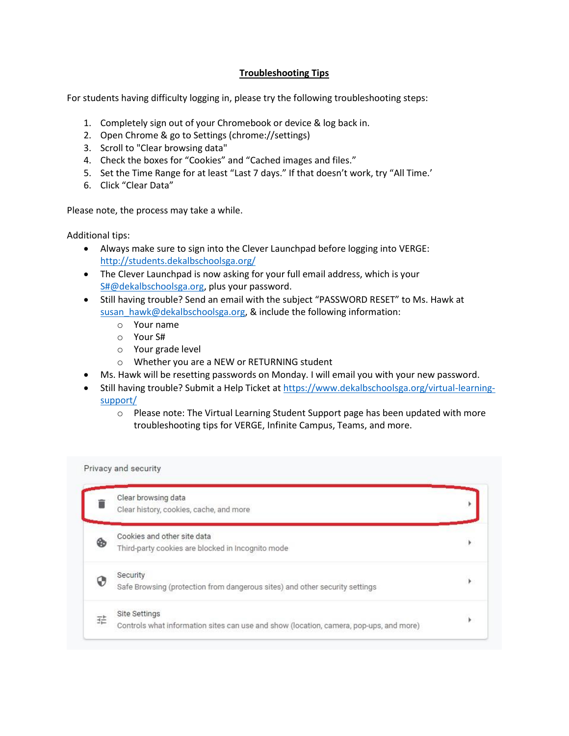# Troubleshooting Tips

For students having difficulty logging in, please try the following troubleshooting steps:

1. Completely sign out of your Chromebook or device & log back in.
2. Open Chrome & go to Settings (chrome://settings)
3. Scroll to "Clear browsing data"
4. Check the boxes for "Cookies" and "Cached images and files."
5. Set the Time Range for at least "Last 7 days." If that doesn't work, try "All Time.'
6. Click "Clear Data"

Please note, the process may take a while.

Additional tips:

- Always make sure to sign into the Clever Launchpad before logging into VERGE: http://students.dekalbschoolsga.org/
- The Clever Launchpad is now asking for your full email address, which is your S#@dekalbschoolsga.org, plus your password.
- Still having trouble? Send an email with the subject "PASSWORD RESET" to Ms. Hawk at susan_hawk@dekalbschoolsga.org, & include the following information:
  - Your name
  - Your S#
  - Your grade level
  - Whether you are a NEW or RETURNING student
- Ms. Hawk will be resetting passwords on Monday. I will email you with your new password.
- Still having trouble? Submit a Help Ticket at https://www.dekalbschoolsga.org/virtual-learning-support/
  - Please note: The Virtual Learning Student Support page has been updated with more troubleshooting tips for VERGE, Infinite Campus, Teams, and more.

Privacy and security

- Clear browsing data
  Clear history, cookies, cache, and more
- Cookies and other site data
  Third-party cookies are blocked in Incognito mode
- Security
  Safe Browsing (protection from dangerous sites) and other security settings
- Site Settings
  Controls what information sites can use and show (location, camera, pop-ups, and more)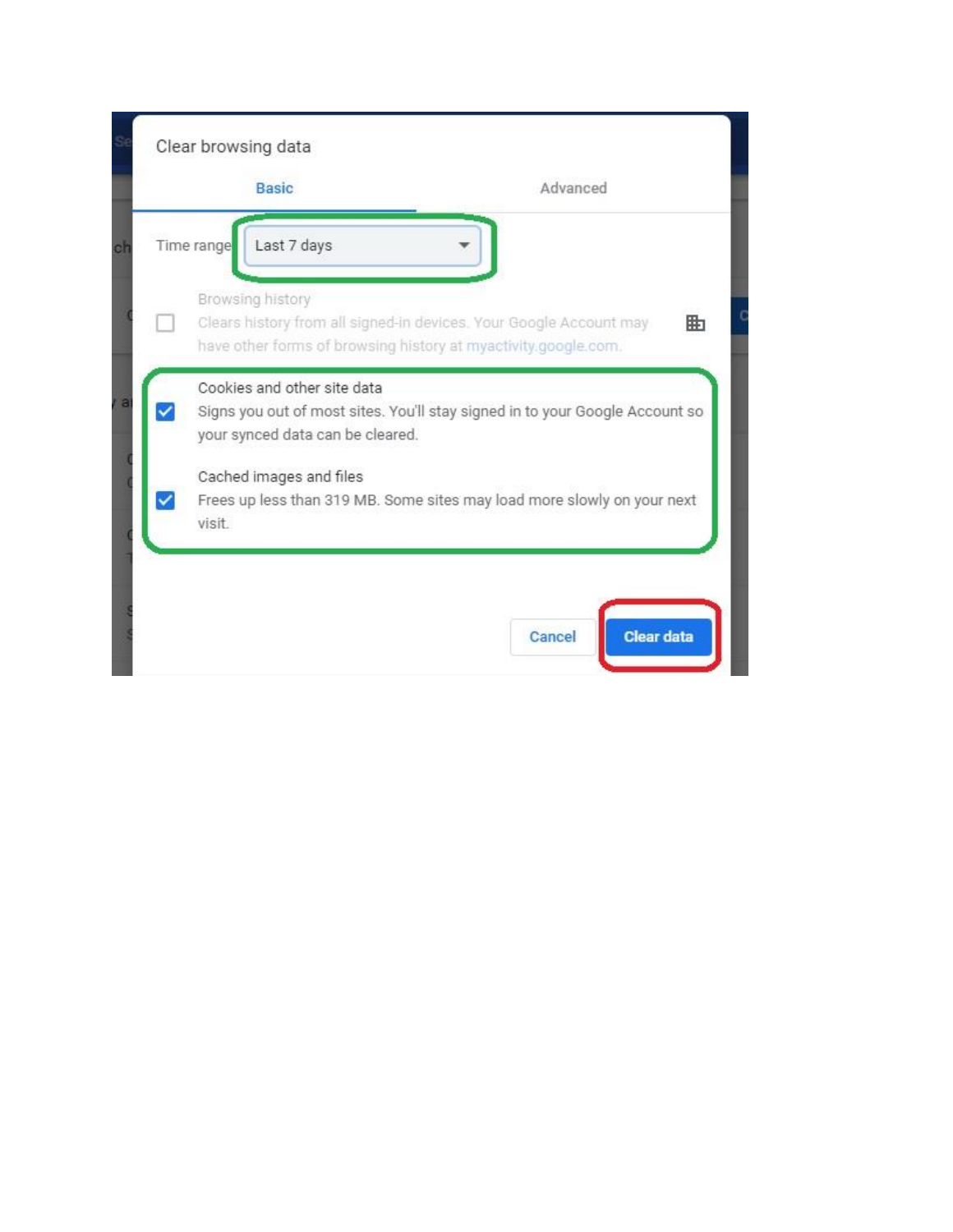Clear browsing data

Basic

Advanced

Time range: Last 7 days

Browsing history
Clears history from all signed-in devices. Your Google Account may have other forms of browsing history at myactivity.google.com.

Cookies and other site data
Signs you out of most sites. You'll stay signed in to your Google Account so your synced data can be cleared.

Cached images and files
Frees up less than 319 MB. Some sites may load more slowly on your next visit.

Cancel

Clear data